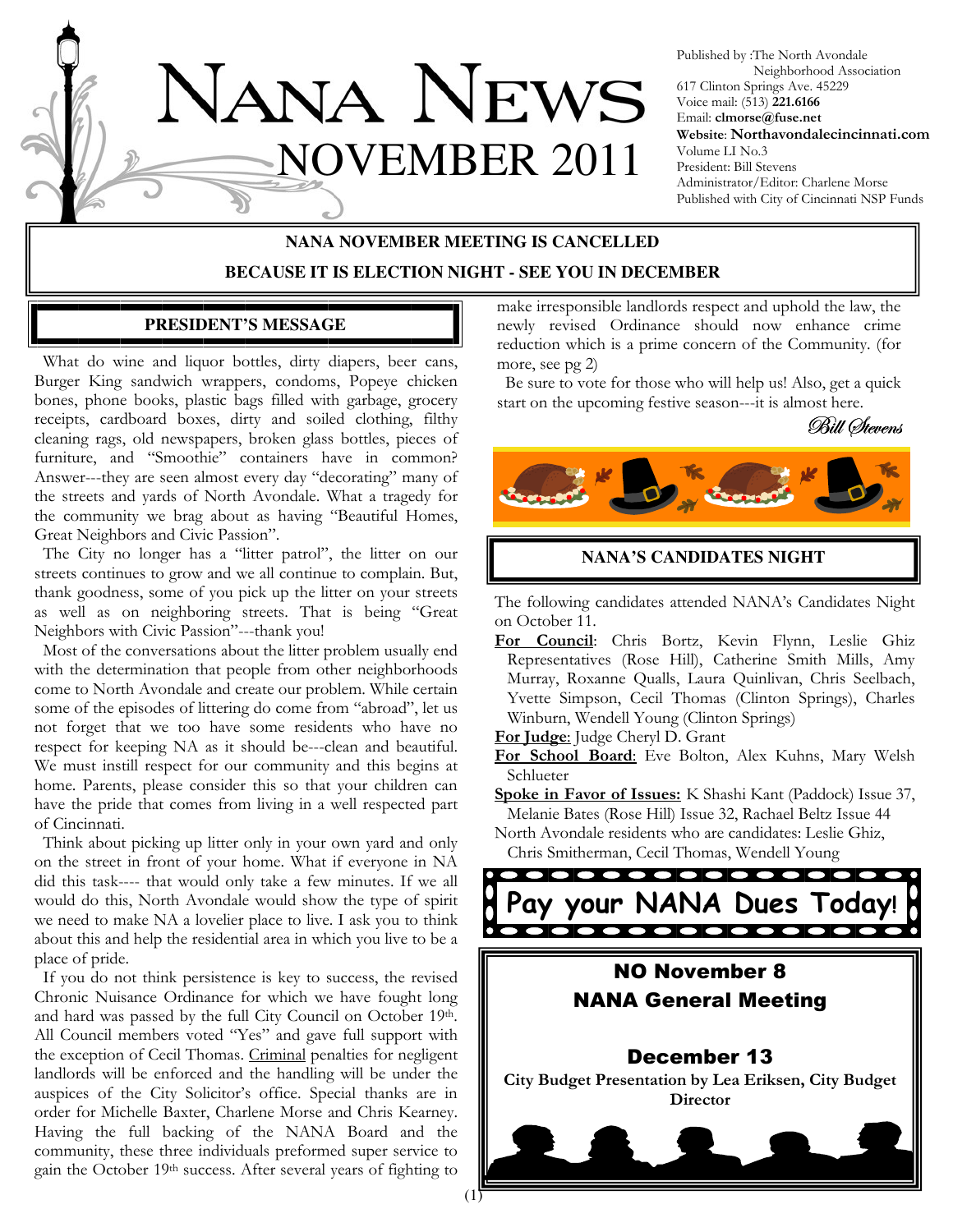# NANA NEWS

## NOVEMBER 2011

Published by :The North Avondale Neighborhood Association
617 Clinton Springs Ave. 45229
Voice mail: (513) **221.6166**
Email: **clmorse@fuse.net**
**Website**: **Northavondalecincinnati.com**
Volume LI No.3
President: Bill Stevens
Administrator/Editor: Charlene Morse
Published with City of Cincinnati NSP Funds

**NANA NOVEMBER MEETING IS CANCELLED**

**BECAUSE IT IS ELECTION NIGHT - SEE YOU IN DECEMBER**

### PRESIDENT'S MESSAGE

What do wine and liquor bottles, dirty diapers, beer cans, Burger King sandwich wrappers, condoms, Popeye chicken bones, phone books, plastic bags filled with garbage, grocery receipts, cardboard boxes, dirty and soiled clothing, filthy cleaning rags, old newspapers, broken glass bottles, pieces of furniture, and "Smoothie" containers have in common? Answer---they are seen almost every day "decorating" many of the streets and yards of North Avondale. What a tragedy for the community we brag about as having "Beautiful Homes, Great Neighbors and Civic Passion".

The City no longer has a "litter patrol", the litter on our streets continues to grow and we all continue to complain. But, thank goodness, some of you pick up the litter on your streets as well as on neighboring streets. That is being "Great Neighbors with Civic Passion"---thank you!

Most of the conversations about the litter problem usually end with the determination that people from other neighborhoods come to North Avondale and create our problem. While certain some of the episodes of littering do come from "abroad", let us not forget that we too have some residents who have no respect for keeping NA as it should be---clean and beautiful. We must instill respect for our community and this begins at home. Parents, please consider this so that your children can have the pride that comes from living in a well respected part of Cincinnati.

Think about picking up litter only in your own yard and only on the street in front of your home. What if everyone in NA did this task---- that would only take a few minutes. If we all would do this, North Avondale would show the type of spirit we need to make NA a lovelier place to live. I ask you to think about this and help the residential area in which you live to be a place of pride.

If you do not think persistence is key to success, the revised Chronic Nuisance Ordinance for which we have fought long and hard was passed by the full City Council on October 19th. All Council members voted "Yes" and gave full support with the exception of Cecil Thomas. Criminal penalties for negligent landlords will be enforced and the handling will be under the auspices of the City Solicitor's office. Special thanks are in order for Michelle Baxter, Charlene Morse and Chris Kearney. Having the full backing of the NANA Board and the community, these three individuals preformed super service to gain the October 19th success. After several years of fighting to make irresponsible landlords respect and uphold the law, the newly revised Ordinance should now enhance crime reduction which is a prime concern of the Community. (for more, see pg 2)

Be sure to vote for those who will help us! Also, get a quick start on the upcoming festive season---it is almost here.

*Bill Stevens*

### NANA'S CANDIDATES NIGHT

The following candidates attended NANA's Candidates Night on October 11.

**For Council**: Chris Bortz, Kevin Flynn, Leslie Ghiz Representatives (Rose Hill), Catherine Smith Mills, Amy Murray, Roxanne Qualls, Laura Quinlivan, Chris Seelbach, Yvette Simpson, Cecil Thomas (Clinton Springs), Charles Winburn, Wendell Young (Clinton Springs)

**For Judge**: Judge Cheryl D. Grant

**For School Board**: Eve Bolton, Alex Kuhns, Mary Welsh Schlueter

**Spoke in Favor of Issues:** K Shashi Kant (Paddock) Issue 37, Melanie Bates (Rose Hill) Issue 32, Rachael Beltz Issue 44

North Avondale residents who are candidates: Leslie Ghiz, Chris Smitherman, Cecil Thomas, Wendell Young

**Pay your NANA Dues Today!**

**NO November 8**
**NANA General Meeting**

**December 13**
**City Budget Presentation by Lea Eriksen, City Budget Director**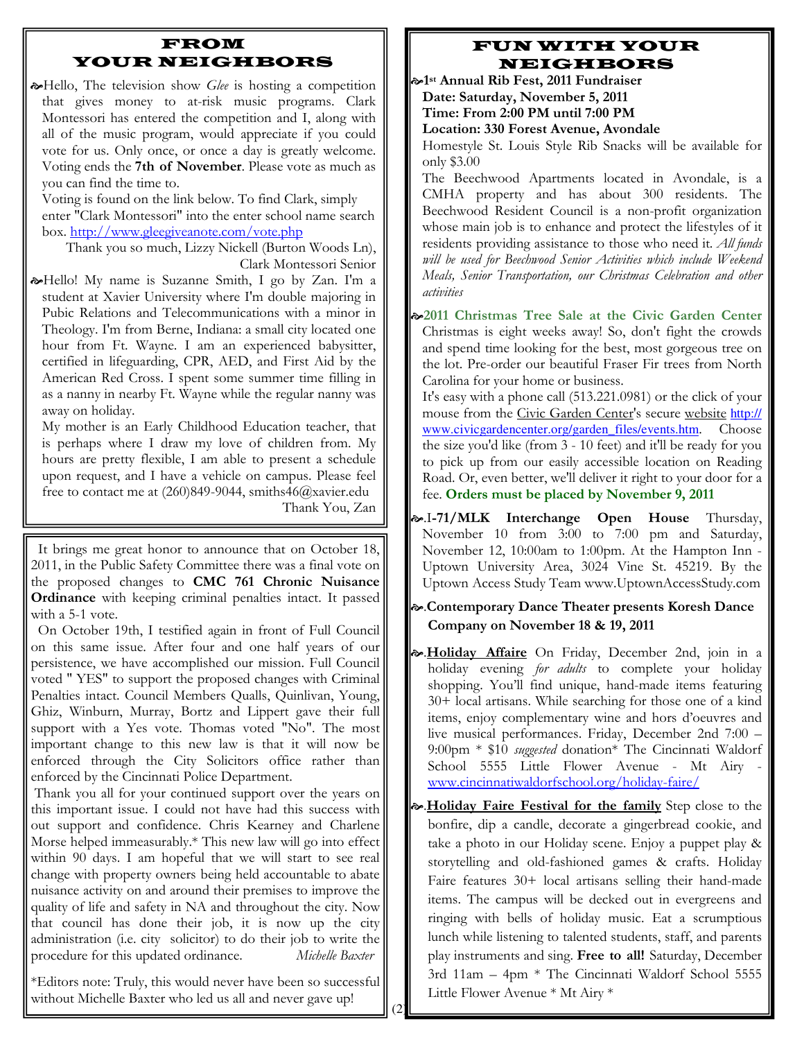## FROM YOUR NEIGHBORS

Hello, The television show *Glee* is hosting a competition that gives money to at-risk music programs. Clark Montessori has entered the competition and I, along with all of the music program, would appreciate if you could vote for us. Only once, or once a day is greatly welcome. Voting ends the **7th of November**. Please vote as much as you can find the time to.

Voting is found on the link below. To find Clark, simply enter "Clark Montessori" into the enter school name search box. http://www.gleegiveanote.com/vote.php

Thank you so much, Lizzy Nickell (Burton Woods Ln), Clark Montessori Senior

Hello! My name is Suzanne Smith, I go by Zan. I'm a student at Xavier University where I'm double majoring in Pubic Relations and Telecommunications with a minor in Theology. I'm from Berne, Indiana: a small city located one hour from Ft. Wayne. I am an experienced babysitter, certified in lifeguarding, CPR, AED, and First Aid by the American Red Cross. I spent some summer time filling in as a nanny in nearby Ft. Wayne while the regular nanny was away on holiday.

My mother is an Early Childhood Education teacher, that is perhaps where I draw my love of children from. My hours are pretty flexible, I am able to present a schedule upon request, and I have a vehicle on campus. Please feel free to contact me at (260)849-9044, smiths46@xavier.edu

Thank You, Zan

---

It brings me great honor to announce that on October 18, 2011, in the Public Safety Committee there was a final vote on the proposed changes to **CMC 761 Chronic Nuisance Ordinance** with keeping criminal penalties intact. It passed with a 5-1 vote.

On October 19th, I testified again in front of Full Council on this same issue. After four and one half years of our persistence, we have accomplished our mission. Full Council voted " YES" to support the proposed changes with Criminal Penalties intact. Council Members Qualls, Quinlivan, Young, Ghiz, Winburn, Murray, Bortz and Lippert gave their full support with a Yes vote. Thomas voted "No". The most important change to this new law is that it will now be enforced through the City Solicitors office rather than enforced by the Cincinnati Police Department.

Thank you all for your continued support over the years on this important issue. I could not have had this success with out support and confidence. Chris Kearney and Charlene Morse helped immeasurably.* This new law will go into effect within 90 days. I am hopeful that we will start to see real change with property owners being held accountable to abate nuisance activity on and around their premises to improve the quality of life and safety in NA and throughout the city. Now that council has done their job, it is now up the city administration (i.e. city solicitor) to do their job to write the procedure for this updated ordinance. *Michelle Baxter*

*Editors note: Truly, this would never have been so successful without Michelle Baxter who led us all and never gave up!

## FUN WITH YOUR NEIGHBORS

**1st Annual Rib Fest, 2011 Fundraiser**
**Date: Saturday, November 5, 2011**
**Time: From 2:00 PM until 7:00 PM**
**Location: 330 Forest Avenue, Avondale**

Homestyle St. Louis Style Rib Snacks will be available for only $3.00

The Beechwood Apartments located in Avondale, is a CMHA property and has about 300 residents. The Beechwood Resident Council is a non-profit organization whose main job is to enhance and protect the lifestyles of it residents providing assistance to those who need it. *All funds will be used for Beechwood Senior Activities which include Weekend Meals, Senior Transportation, our Christmas Celebration and other activities*

**2011 Christmas Tree Sale at the Civic Garden Center** Christmas is eight weeks away! So, don't fight the crowds and spend time looking for the best, most gorgeous tree on the lot. Pre-order our beautiful Fraser Fir trees from North Carolina for your home or business.

It's easy with a phone call (513.221.0981) or the click of your mouse from the Civic Garden Center's secure website http://www.civicgardencenter.org/garden_files/events.htm. Choose the size you'd like (from 3 - 10 feet) and it'll be ready for you to pick up from our easily accessible location on Reading Road. Or, even better, we'll deliver it right to your door for a fee. **Orders must be placed by November 9, 2011**

**I-71/MLK Interchange Open House** Thursday, November 10 from 3:00 to 7:00 pm and Saturday, November 12, 10:00am to 1:00pm. At the Hampton Inn - Uptown University Area, 3024 Vine St. 45219. By the Uptown Access Study Team www.UptownAccessStudy.com

**Contemporary Dance Theater presents Koresh Dance Company on November 18 & 19, 2011**

**Holiday Affaire** On Friday, December 2nd, join in a holiday evening *for adults* to complete your holiday shopping. You'll find unique, hand-made items featuring 30+ local artisans. While searching for those one of a kind items, enjoy complementary wine and hors d'oeuvres and live musical performances. Friday, December 2nd 7:00 – 9:00pm * $10 *suggested* donation* The Cincinnati Waldorf School 5555 Little Flower Avenue - Mt Airy - www.cincinnatiwaldorfschool.org/holiday-faire/

**Holiday Faire Festival for the family** Step close to the bonfire, dip a candle, decorate a gingerbread cookie, and take a photo in our Holiday scene. Enjoy a puppet play & storytelling and old-fashioned games & crafts. Holiday Faire features 30+ local artisans selling their hand-made items. The campus will be decked out in evergreens and ringing with bells of holiday music. Eat a scrumptious lunch while listening to talented students, staff, and parents play instruments and sing. **Free to all!** Saturday, December 3rd 11am – 4pm * The Cincinnati Waldorf School 5555 Little Flower Avenue * Mt Airy *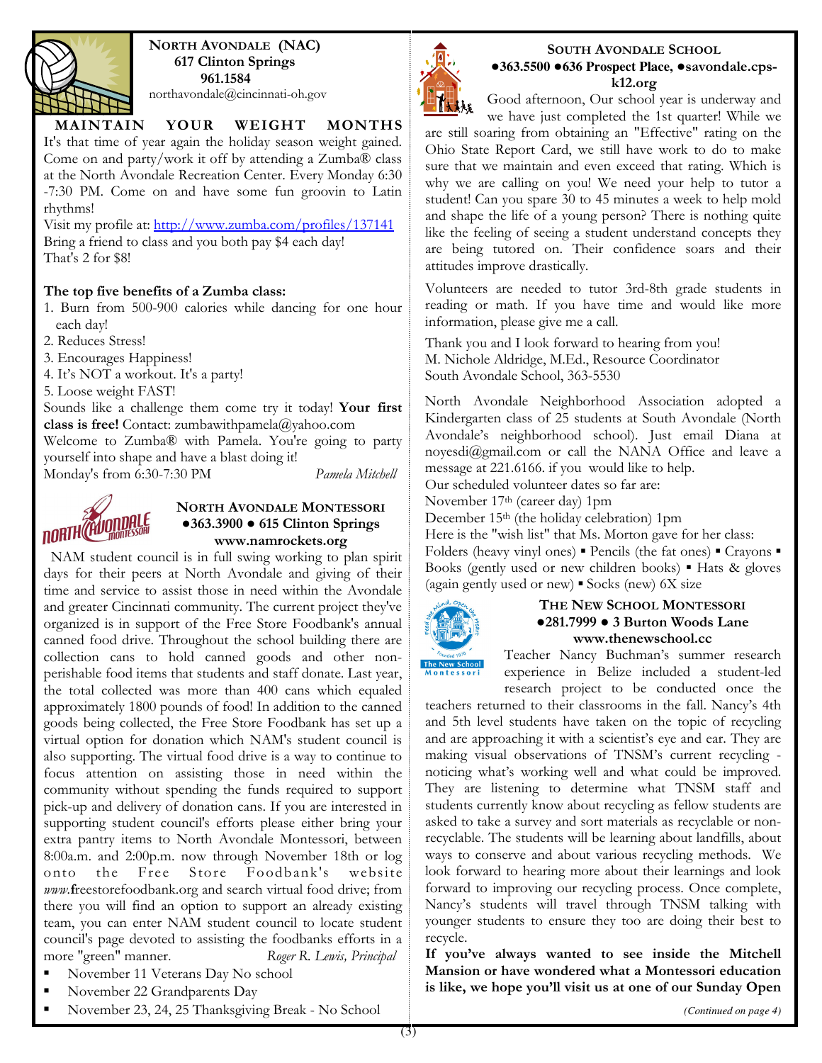## North Avondale (NAC)

**617 Clinton Springs**
**961.1584**
northavondale@cincinnati-oh.gov

### MAINTAIN YOUR WEIGHT MONTHS

It's that time of year again the holiday season weight gained. Come on and party/work it off by attending a Zumba® class at the North Avondale Recreation Center. Every Monday 6:30 -7:30 PM. Come on and have some fun groovin to Latin rhythms!

Visit my profile at: http://www.zumba.com/profiles/137141

Bring a friend to class and you both pay $4 each day! That's 2 for $8!

**The top five benefits of a Zumba class:**

1. Burn from 500-900 calories while dancing for one hour each day!
2. Reduces Stress!
3. Encourages Happiness!
4. It's NOT a workout. It's a party!
5. Loose weight FAST!

Sounds like a challenge them come try it today! **Your first class is free!** Contact: zumbawithpamela@yahoo.com

Welcome to Zumba® with Pamela. You're going to party yourself into shape and have a blast doing it!

Monday's from 6:30-7:30 PM *Pamela Mitchell*

## North Avondale Montessori

**●363.3900 ● 615 Clinton Springs**
**www.namrockets.org**

NAM student council is in full swing working to plan spirit days for their peers at North Avondale and giving of their time and service to assist those in need within the Avondale and greater Cincinnati community. The current project they've organized is in support of the Free Store Foodbank's annual canned food drive. Throughout the school building there are collection cans to hold canned goods and other non-perishable food items that students and staff donate. Last year, the total collected was more than 400 cans which equaled approximately 1800 pounds of food! In addition to the canned goods being collected, the Free Store Foodbank has set up a virtual option for donation which NAM's student council is also supporting. The virtual food drive is a way to continue to focus attention on assisting those in need within the community without spending the funds required to support pick-up and delivery of donation cans. If you are interested in supporting student council's efforts please either bring your extra pantry items to North Avondale Montessori, between 8:00a.m. and 2:00p.m. now through November 18th or log onto the Free Store Foodbank's website *www.*freestorefoodbank.org and search virtual food drive; from there you will find an option to support an already existing team, you can enter NAM student council to locate student council's page devoted to assisting the foodbanks efforts in a more "green" manner. *Roger R. Lewis, Principal*

- November 11 Veterans Day No school
- November 22 Grandparents Day
- November 23, 24, 25 Thanksgiving Break - No School

## South Avondale School

**●363.5500 ●636 Prospect Place, ●savondale.cps-k12.org**

Good afternoon, Our school year is underway and we have just completed the 1st quarter! While we are still soaring from obtaining an "Effective" rating on the Ohio State Report Card, we still have work to do to make sure that we maintain and even exceed that rating. Which is why we are calling on you! We need your help to tutor a student! Can you spare 30 to 45 minutes a week to help mold and shape the life of a young person? There is nothing quite like the feeling of seeing a student understand concepts they are being tutored on. Their confidence soars and their attitudes improve drastically.

Volunteers are needed to tutor 3rd-8th grade students in reading or math. If you have time and would like more information, please give me a call.

Thank you and I look forward to hearing from you!
M. Nichole Aldridge, M.Ed., Resource Coordinator
South Avondale School, 363-5530

North Avondale Neighborhood Association adopted a Kindergarten class of 25 students at South Avondale (North Avondale's neighborhood school). Just email Diana at noyesdi@gmail.com or call the NANA Office and leave a message at 221.6166. if you would like to help.

Our scheduled volunteer dates so far are:
November 17th (career day) 1pm
December 15th (the holiday celebration) 1pm

Here is the "wish list" that Ms. Morton gave for her class: Folders (heavy vinyl ones) ▪ Pencils (the fat ones) ▪ Crayons ▪ Books (gently used or new children books) ▪ Hats & gloves (again gently used or new) ▪ Socks (new) 6X size

## The New School Montessori

**●281.7999 ● 3 Burton Woods Lane**
**www.thenewschool.cc**

Teacher Nancy Buchman's summer research experience in Belize included a student-led research project to be conducted once the teachers returned to their classrooms in the fall. Nancy's 4th and 5th level students have taken on the topic of recycling and are approaching it with a scientist's eye and ear. They are making visual observations of TNSM's current recycling - noticing what's working well and what could be improved. They are listening to determine what TNSM staff and students currently know about recycling as fellow students are asked to take a survey and sort materials as recyclable or non-recyclable. The students will be learning about landfills, about ways to conserve and about various recycling methods. We look forward to hearing more about their learnings and look forward to improving our recycling process. Once complete, Nancy's students will travel through TNSM talking with younger students to ensure they too are doing their best to recycle.

**If you've always wanted to see inside the Mitchell Mansion or have wondered what a Montessori education is like, we hope you'll visit us at one of our Sunday Open**

*(Continued on page 4)*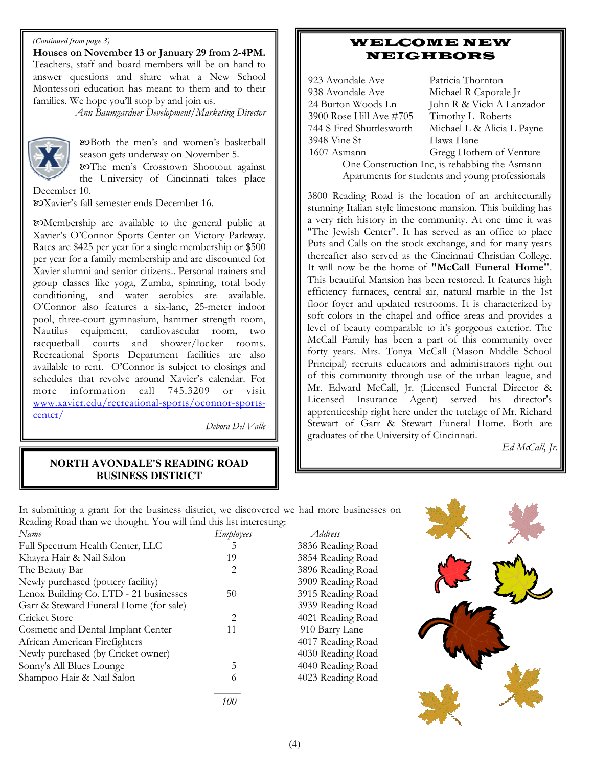*(Continued from page 3)*

**Houses on November 13 or January 29 from 2-4PM.** Teachers, staff and board members will be on hand to answer questions and share what a New School Montessori education has meant to them and to their families. We hope you'll stop by and join us.

*Ann Baumgardner Development/Marketing Director*

- Both the men's and women's basketball season gets underway on November 5.
- The men's Crosstown Shootout against the University of Cincinnati takes place December 10.
- Xavier's fall semester ends December 16.

- Membership are available to the general public at Xavier's O'Connor Sports Center on Victory Parkway. Rates are $425 per year for a single membership or $500 per year for a family membership and are discounted for Xavier alumni and senior citizens.. Personal trainers and group classes like yoga, Zumba, spinning, total body conditioning, and water aerobics are available. O'Connor also features a six-lane, 25-meter indoor pool, three-court gymnasium, hammer strength room, Nautilus equipment, cardiovascular room, two racquetball courts and shower/locker rooms. Recreational Sports Department facilities are also available to rent. O'Connor is subject to closings and schedules that revolve around Xavier's calendar. For more information call 745.3209 or visit www.xavier.edu/recreational-sports/oconnor-sports-center/

*Debora Del Valle*

## WELCOME NEW NEIGHBORS

| Address | Name |
|---|---|
| 923 Avondale Ave | Patricia Thornton |
| 938 Avondale Ave | Michael R Caporale Jr |
| 24 Burton Woods Ln | John R & Vicki A Lanzador |
| 3900 Rose Hill Ave #705 | Timothy L Roberts |
| 744 S Fred Shuttlesworth | Michael L & Alicia L Payne |
| 3948 Vine St | Hawa Hane |
| 1607 Asmann | Gregg Hothem of Venture One Construction Inc, is rehabbing the Asmann Apartments for students and young professionals |

3800 Reading Road is the location of an architecturally stunning Italian style limestone mansion. This building has a very rich history in the community. At one time it was "The Jewish Center". It has served as an office to place Puts and Calls on the stock exchange, and for many years thereafter also served as the Cincinnati Christian College. It will now be the home of **"McCall Funeral Home"**. This beautiful Mansion has been restored. It features high efficiency furnaces, central air, natural marble in the 1st floor foyer and updated restrooms. It is characterized by soft colors in the chapel and office areas and provides a level of beauty comparable to it's gorgeous exterior. The McCall Family has been a part of this community over forty years. Mrs. Tonya McCall (Mason Middle School Principal) recruits educators and administrators right out of this community through use of the urban league, and Mr. Edward McCall, Jr. (Licensed Funeral Director & Licensed Insurance Agent) served his director's apprenticeship right here under the tutelage of Mr. Richard Stewart of Garr & Stewart Funeral Home. Both are graduates of the University of Cincinnati.

*Ed McCall, Jr.*

## NORTH AVONDALE'S READING ROAD BUSINESS DISTRICT

In submitting a grant for the business district, we discovered we had more businesses on Reading Road than we thought. You will find this list interesting:

| *Name* | *Employees* | *Address* |
|---|---|---|
| Full Spectrum Health Center, LLC | 5 | 3836 Reading Road |
| Khayra Hair & Nail Salon | 19 | 3854 Reading Road |
| The Beauty Bar | 2 | 3896 Reading Road |
| Newly purchased (pottery facility) | | 3909 Reading Road |
| Lenox Building Co. LTD - 21 businesses | 50 | 3915 Reading Road |
| Garr & Steward Funeral Home (for sale) | | 3939 Reading Road |
| Cricket Store | 2 | 4021 Reading Road |
| Cosmetic and Dental Implant Center | 11 | 910 Barry Lane |
| African American Firefighters | | 4017 Reading Road |
| Newly purchased (by Cricket owner) | | 4030 Reading Road |
| Sonny's All Blues Lounge | 5 | 4040 Reading Road |
| Shampoo Hair & Nail Salon | 6 | 4023 Reading Road |
| | *100* | |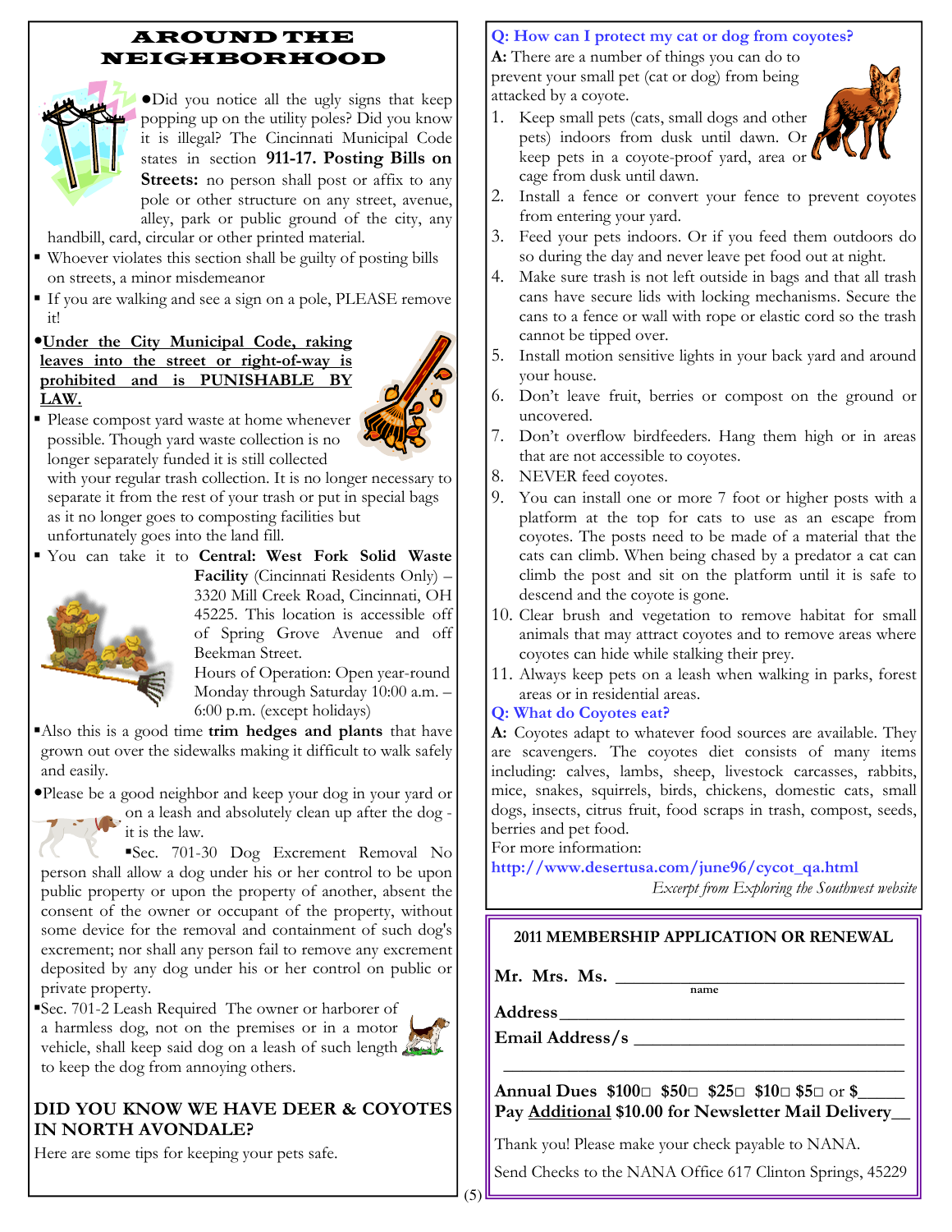# AROUND THE NEIGHBORHOOD

- Did you notice all the ugly signs that keep popping up on the utility poles? Did you know it is illegal? The Cincinnati Municipal Code states in section **911-17. Posting Bills on Streets:** no person shall post or affix to any pole or other structure on any street, avenue, alley, park or public ground of the city, any handbill, card, circular or other printed material.
  - Whoever violates this section shall be guilty of posting bills on streets, a minor misdemeanor
  - If you are walking and see a sign on a pole, PLEASE remove it!
- **<u>Under the City Municipal Code, raking leaves into the street or right-of-way is prohibited and is PUNISHABLE BY LAW.</u>**
  - Please compost yard waste at home whenever possible. Though yard waste collection is no longer separately funded it is still collected with your regular trash collection. It is no longer necessary to separate it from the rest of your trash or put in special bags as it no longer goes to composting facilities but unfortunately goes into the land fill.
  - You can take it to **Central: West Fork Solid Waste Facility** (Cincinnati Residents Only) – 3320 Mill Creek Road, Cincinnati, OH 45225. This location is accessible off of Spring Grove Avenue and off Beekman Street.
    Hours of Operation: Open year-round Monday through Saturday 10:00 a.m. – 6:00 p.m. (except holidays)
  - Also this is a good time **trim hedges and plants** that have grown out over the sidewalks making it difficult to walk safely and easily.
- Please be a good neighbor and keep your dog in your yard or on a leash and absolutely clean up after the dog - it is the law.
  - Sec. 701-30 Dog Excrement Removal No person shall allow a dog under his or her control to be upon public property or upon the property of another, absent the consent of the owner or occupant of the property, without some device for the removal and containment of such dog's excrement; nor shall any person fail to remove any excrement deposited by any dog under his or her control on public or private property.
  - Sec. 701-2 Leash Required The owner or harborer of a harmless dog, not on the premises or in a motor vehicle, shall keep said dog on a leash of such length to keep the dog from annoying others.

## DID YOU KNOW WE HAVE DEER & COYOTES IN NORTH AVONDALE?

Here are some tips for keeping your pets safe.

**Q: How can I protect my cat or dog from coyotes?**

**A:** There are a number of things you can do to prevent your small pet (cat or dog) from being attacked by a coyote.

1. Keep small pets (cats, small dogs and other pets) indoors from dusk until dawn. Or keep pets in a coyote-proof yard, area or cage from dusk until dawn.
2. Install a fence or convert your fence to prevent coyotes from entering your yard.
3. Feed your pets indoors. Or if you feed them outdoors do so during the day and never leave pet food out at night.
4. Make sure trash is not left outside in bags and that all trash cans have secure lids with locking mechanisms. Secure the cans to a fence or wall with rope or elastic cord so the trash cannot be tipped over.
5. Install motion sensitive lights in your back yard and around your house.
6. Don't leave fruit, berries or compost on the ground or uncovered.
7. Don't overflow birdfeeders. Hang them high or in areas that are not accessible to coyotes.
8. NEVER feed coyotes.
9. You can install one or more 7 foot or higher posts with a platform at the top for cats to use as an escape from coyotes. The posts need to be made of a material that the cats can climb. When being chased by a predator a cat can climb the post and sit on the platform until it is safe to descend and the coyote is gone.
10. Clear brush and vegetation to remove habitat for small animals that may attract coyotes and to remove areas where coyotes can hide while stalking their prey.
11. Always keep pets on a leash when walking in parks, forest areas or in residential areas.

**Q: What do Coyotes eat?**

**A:** Coyotes adapt to whatever food sources are available. They are scavengers. The coyotes diet consists of many items including: calves, lambs, sheep, livestock carcasses, rabbits, mice, snakes, squirrels, birds, chickens, domestic cats, small dogs, insects, citrus fruit, food scraps in trash, compost, seeds, berries and pet food.

For more information:

**http://www.desertusa.com/june96/cycot_qa.html**

*Excerpt from Exploring the Southwest website*

---

**2011 MEMBERSHIP APPLICATION OR RENEWAL**

**Mr. Mrs. Ms.** ______________________________
name

**Address** ______________________________

**Email Address/s** ______________________________

______________________________

**Annual Dues $100□ $50□ $25□ $10□ $5□ or $_____**

**Pay <u>Additional</u> $10.00 for Newsletter Mail Delivery__**

Thank you! Please make your check payable to NANA.

Send Checks to the NANA Office 617 Clinton Springs, 45229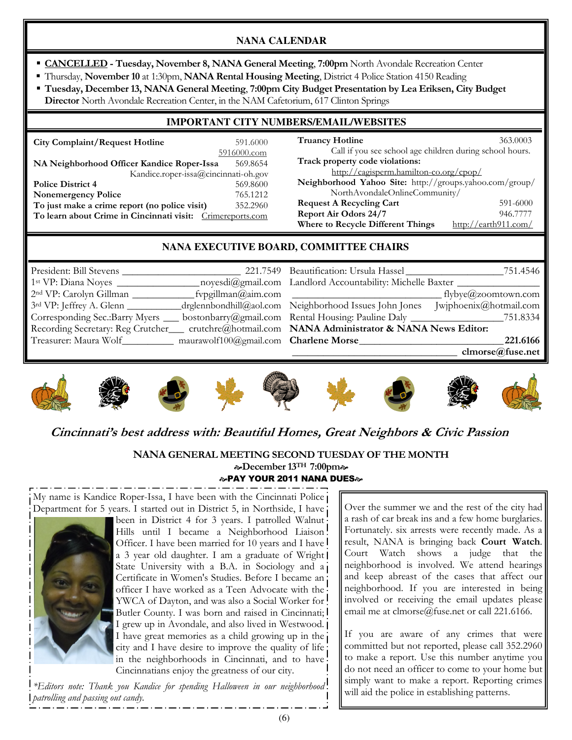## NANA CALENDAR

- **CANCELLED - Tuesday, November 8, NANA General Meeting, 7:00pm** North Avondale Recreation Center
- Thursday, **November 10** at 1:30pm, **NANA Rental Housing Meeting**, District 4 Police Station 4150 Reading
- **Tuesday, December 13, NANA General Meeting, 7:00pm City Budget Presentation by Lea Eriksen, City Budget Director** North Avondale Recreation Center, in the NAM Cafetorium, 617 Clinton Springs

## IMPORTANT CITY NUMBERS/EMAIL/WEBSITES

**City Complaint/Request Hotline** 591.6000
5916000.com

**NA Neighborhood Officer Kandice Roper-Issa** 569.8654
Kandice.roper-issa@cincinnati-oh.gov

**Police District 4** 569.8600

**Nonemergency Police** 765.1212

**To just make a crime report (no police visit)** 352.2960

**To learn about Crime in Cincinnati visit:** Crimereports.com

**Truancy Hotline** 363.0003
Call if you see school age children during school hours.

**Track property code violations:**
http://cagisperm.hamilton-co.org/cpop/

**Neighborhood Yahoo Site:** http://groups.yahoo.com/group/NorthAvondaleOnlineCommunity/

**Request A Recycling Cart** 591-6000

**Report Air Odors 24/7** 946.7777

**Where to Recycle Different Things** http://earth911.com/

## NANA EXECUTIVE BOARD, COMMITTEE CHAIRS

President: Bill Stevens ____ 221.7549
1st VP: Diana Noyes ____ noyesdi@gmail.com
2nd VP: Carolyn Gillman ____ fvpgillman@aim.com
3rd VP: Jeffrey A. Glenn ____ drglennbondhill@aol.com
Corresponding Sec.:Barry Myers ____ bostonbarry@gmail.com
Recording Secretary: Reg Crutcher____ crutchre@hotmail.com
Treasurer: Maura Wolf____ maurawolf100@gmail.com

Beautification: Ursula Hassel ____ 751.4546
Landlord Accountability: Michelle Baxter ____ flybye@zoomtown.com
Neighborhood Issues John Jones Jwjphoenix@hotmail.com
Rental Housing: Pauline Daly ____ 751.8334
**NANA Administrator & NANA News Editor:**
**Charlene Morse ____ 221.6166**
**clmorse@fuse.net**

***Cincinnati's best address with: Beautiful Homes, Great Neighbors & Civic Passion***

**NANA GENERAL MEETING SECOND TUESDAY OF THE MONTH**
**December 13TH 7:00pm**
**PAY YOUR 2011 NANA DUES**

My name is Kandice Roper-Issa, I have been with the Cincinnati Police Department for 5 years. I started out in District 5, in Northside, I have been in District 4 for 3 years. I patrolled Walnut Hills until I became a Neighborhood Liaison Officer. I have been married for 10 years and I have a 3 year old daughter. I am a graduate of Wright State University with a B.A. in Sociology and a Certificate in Women's Studies. Before I became an officer I have worked as a Teen Advocate with the YWCA of Dayton, and was also a Social Worker for Butler County. I was born and raised in Cincinnati; I grew up in Avondale, and also lived in Westwood. I have great memories as a child growing up in the city and I have desire to improve the quality of life in the neighborhoods in Cincinnati, and to have Cincinnatians enjoy the greatness of our city.

*\*Editors note: Thank you Kandice for spending Halloween in our neighborhood patrolling and passing out candy.*

Over the summer we and the rest of the city had a rash of car break ins and a few home burglaries. Fortunately. six arrests were recently made. As a result, NANA is bringing back **Court Watch**. Court Watch shows a judge that the neighborhood is involved. We attend hearings and keep abreast of the cases that affect our neighborhood. If you are interested in being involved or receiving the email updates please email me at clmorse@fuse.net or call 221.6166.

If you are aware of any crimes that were committed but not reported, please call 352.2960 to make a report. Use this number anytime you do not need an officer to come to your home but simply want to make a report. Reporting crimes will aid the police in establishing patterns.